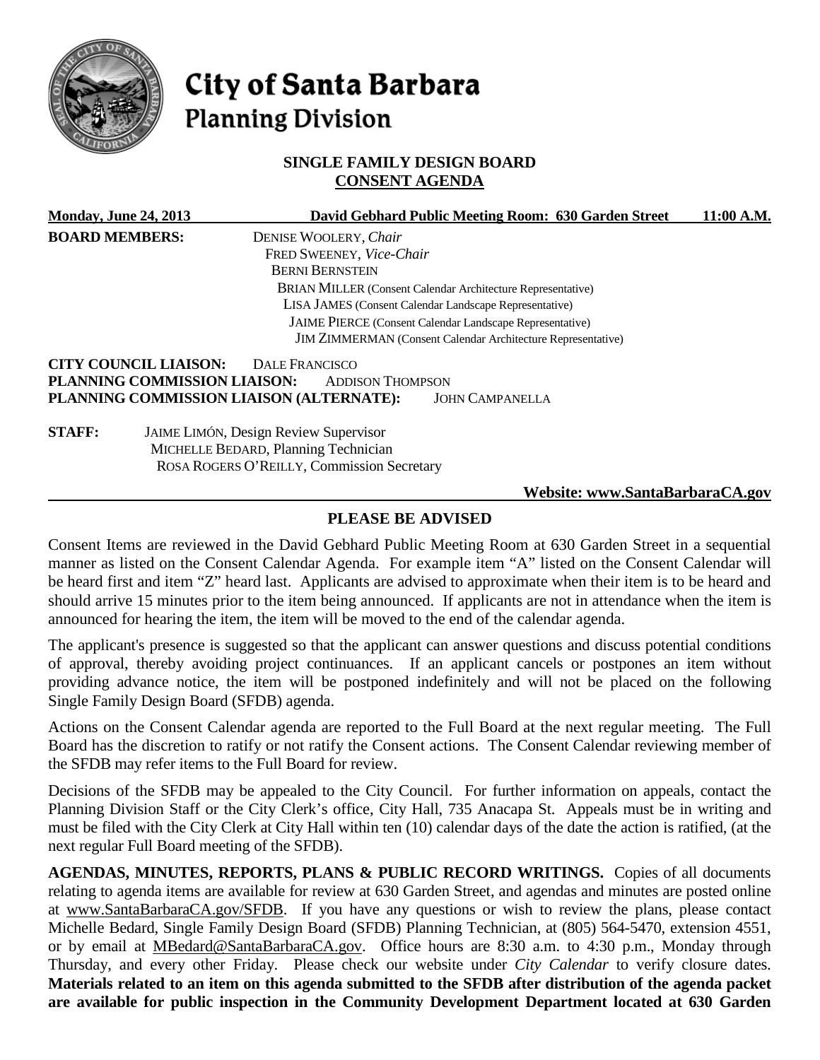# City of Santa Barbara
## Planning Division

**SINGLE FAMILY DESIGN BOARD**
**CONSENT AGENDA**

**Monday, June 24, 2013** **David Gebhard Public Meeting Room: 630 Garden Street** **11:00 A.M.**

**BOARD MEMBERS:** DENISE WOOLERY, *Chair*
FRED SWEENEY, *Vice-Chair*
BERNI BERNSTEIN
BRIAN MILLER (Consent Calendar Architecture Representative)
LISA JAMES (Consent Calendar Landscape Representative)
JAIME PIERCE (Consent Calendar Landscape Representative)
JIM ZIMMERMAN (Consent Calendar Architecture Representative)

**CITY COUNCIL LIAISON:** DALE FRANCISCO
**PLANNING COMMISSION LIAISON:** ADDISON THOMPSON
**PLANNING COMMISSION LIAISON (ALTERNATE):** JOHN CAMPANELLA

**STAFF:** JAIME LIMÓN, Design Review Supervisor
MICHELLE BEDARD, Planning Technician
ROSA ROGERS O'REILLY, Commission Secretary

**Website: www.SantaBarbaraCA.gov**

## PLEASE BE ADVISED

Consent Items are reviewed in the David Gebhard Public Meeting Room at 630 Garden Street in a sequential manner as listed on the Consent Calendar Agenda. For example item "A" listed on the Consent Calendar will be heard first and item "Z" heard last. Applicants are advised to approximate when their item is to be heard and should arrive 15 minutes prior to the item being announced. If applicants are not in attendance when the item is announced for hearing the item, the item will be moved to the end of the calendar agenda.

The applicant's presence is suggested so that the applicant can answer questions and discuss potential conditions of approval, thereby avoiding project continuances. If an applicant cancels or postpones an item without providing advance notice, the item will be postponed indefinitely and will not be placed on the following Single Family Design Board (SFDB) agenda.

Actions on the Consent Calendar agenda are reported to the Full Board at the next regular meeting. The Full Board has the discretion to ratify or not ratify the Consent actions. The Consent Calendar reviewing member of the SFDB may refer items to the Full Board for review.

Decisions of the SFDB may be appealed to the City Council. For further information on appeals, contact the Planning Division Staff or the City Clerk's office, City Hall, 735 Anacapa St. Appeals must be in writing and must be filed with the City Clerk at City Hall within ten (10) calendar days of the date the action is ratified, (at the next regular Full Board meeting of the SFDB).

**AGENDAS, MINUTES, REPORTS, PLANS & PUBLIC RECORD WRITINGS.** Copies of all documents relating to agenda items are available for review at 630 Garden Street, and agendas and minutes are posted online at www.SantaBarbaraCA.gov/SFDB. If you have any questions or wish to review the plans, please contact Michelle Bedard, Single Family Design Board (SFDB) Planning Technician, at (805) 564-5470, extension 4551, or by email at MBedard@SantaBarbaraCA.gov. Office hours are 8:30 a.m. to 4:30 p.m., Monday through Thursday, and every other Friday. Please check our website under *City Calendar* to verify closure dates. **Materials related to an item on this agenda submitted to the SFDB after distribution of the agenda packet are available for public inspection in the Community Development Department located at 630 Garden**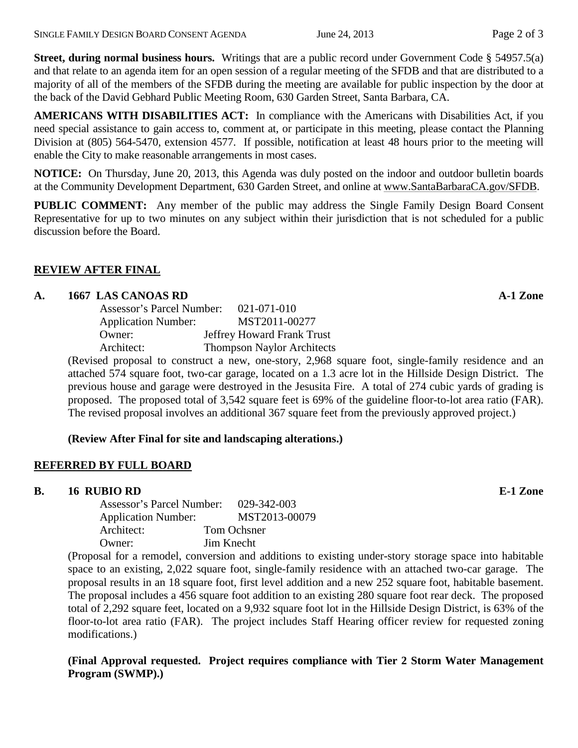**Street, during normal business hours.** Writings that are a public record under Government Code § 54957.5(a) and that relate to an agenda item for an open session of a regular meeting of the SFDB and that are distributed to a majority of all of the members of the SFDB during the meeting are available for public inspection by the door at the back of the David Gebhard Public Meeting Room, 630 Garden Street, Santa Barbara, CA.

**AMERICANS WITH DISABILITIES ACT:** In compliance with the Americans with Disabilities Act, if you need special assistance to gain access to, comment at, or participate in this meeting, please contact the Planning Division at (805) 564-5470, extension 4577. If possible, notification at least 48 hours prior to the meeting will enable the City to make reasonable arrangements in most cases.

**NOTICE:** On Thursday, June 20, 2013, this Agenda was duly posted on the indoor and outdoor bulletin boards at the Community Development Department, 630 Garden Street, and online at www.SantaBarbaraCA.gov/SFDB.

**PUBLIC COMMENT:** Any member of the public may address the Single Family Design Board Consent Representative for up to two minutes on any subject within their jurisdiction that is not scheduled for a public discussion before the Board.

## REVIEW AFTER FINAL

**A. 1667 LAS CANOAS RD** **A-1 Zone**

Assessor's Parcel Number: 021-071-010
Application Number: MST2011-00277
Owner: Jeffrey Howard Frank Trust
Architect: Thompson Naylor Architects

(Revised proposal to construct a new, one-story, 2,968 square foot, single-family residence and an attached 574 square foot, two-car garage, located on a 1.3 acre lot in the Hillside Design District. The previous house and garage were destroyed in the Jesusita Fire. A total of 274 cubic yards of grading is proposed. The proposed total of 3,542 square feet is 69% of the guideline floor-to-lot area ratio (FAR). The revised proposal involves an additional 367 square feet from the previously approved project.)

**(Review After Final for site and landscaping alterations.)**

## REFERRED BY FULL BOARD

**B. 16 RUBIO RD** **E-1 Zone**

Assessor's Parcel Number: 029-342-003
Application Number: MST2013-00079
Architect: Tom Ochsner
Owner: Jim Knecht

(Proposal for a remodel, conversion and additions to existing under-story storage space into habitable space to an existing, 2,022 square foot, single-family residence with an attached two-car garage. The proposal results in an 18 square foot, first level addition and a new 252 square foot, habitable basement. The proposal includes a 456 square foot addition to an existing 280 square foot rear deck. The proposed total of 2,292 square feet, located on a 9,932 square foot lot in the Hillside Design District, is 63% of the floor-to-lot area ratio (FAR). The project includes Staff Hearing officer review for requested zoning modifications.)

**(Final Approval requested. Project requires compliance with Tier 2 Storm Water Management Program (SWMP).)**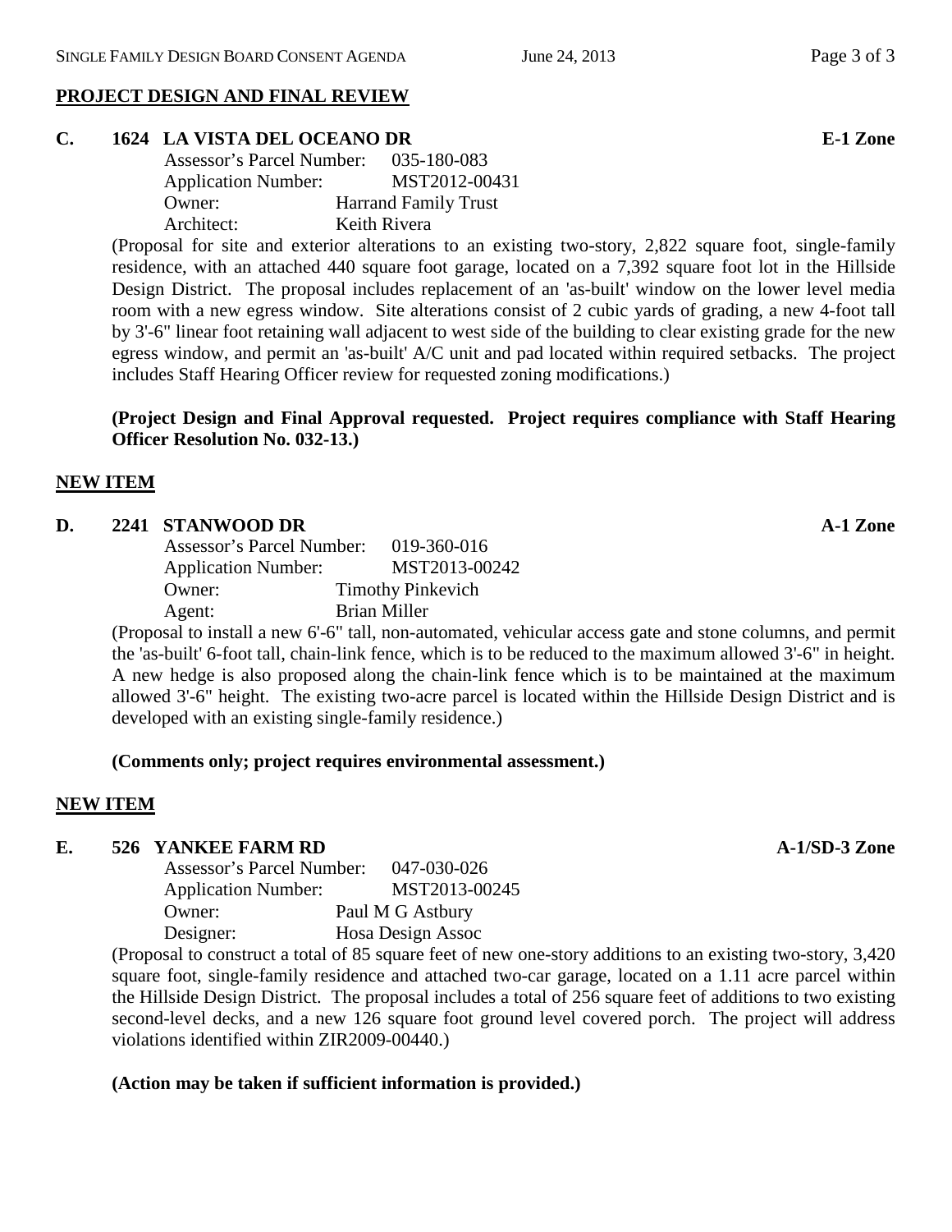## PROJECT DESIGN AND FINAL REVIEW

### C. 1624 LA VISTA DEL OCEANO DR — E-1 Zone

Assessor's Parcel Number: 035-180-083
Application Number: MST2012-00431
Owner: Harrand Family Trust
Architect: Keith Rivera

(Proposal for site and exterior alterations to an existing two-story, 2,822 square foot, single-family residence, with an attached 440 square foot garage, located on a 7,392 square foot lot in the Hillside Design District. The proposal includes replacement of an 'as-built' window on the lower level media room with a new egress window. Site alterations consist of 2 cubic yards of grading, a new 4-foot tall by 3'-6" linear foot retaining wall adjacent to west side of the building to clear existing grade for the new egress window, and permit an 'as-built' A/C unit and pad located within required setbacks. The project includes Staff Hearing Officer review for requested zoning modifications.)

**(Project Design and Final Approval requested. Project requires compliance with Staff Hearing Officer Resolution No. 032-13.)**

## NEW ITEM

### D. 2241 STANWOOD DR — A-1 Zone

Assessor's Parcel Number: 019-360-016
Application Number: MST2013-00242
Owner: Timothy Pinkevich
Agent: Brian Miller

(Proposal to install a new 6'-6" tall, non-automated, vehicular access gate and stone columns, and permit the 'as-built' 6-foot tall, chain-link fence, which is to be reduced to the maximum allowed 3'-6" in height. A new hedge is also proposed along the chain-link fence which is to be maintained at the maximum allowed 3'-6" height. The existing two-acre parcel is located within the Hillside Design District and is developed with an existing single-family residence.)

**(Comments only; project requires environmental assessment.)**

## NEW ITEM

### E. 526 YANKEE FARM RD — A-1/SD-3 Zone

Assessor's Parcel Number: 047-030-026
Application Number: MST2013-00245
Owner: Paul M G Astbury
Designer: Hosa Design Assoc

(Proposal to construct a total of 85 square feet of new one-story additions to an existing two-story, 3,420 square foot, single-family residence and attached two-car garage, located on a 1.11 acre parcel within the Hillside Design District. The proposal includes a total of 256 square feet of additions to two existing second-level decks, and a new 126 square foot ground level covered porch. The project will address violations identified within ZIR2009-00440.)

**(Action may be taken if sufficient information is provided.)**